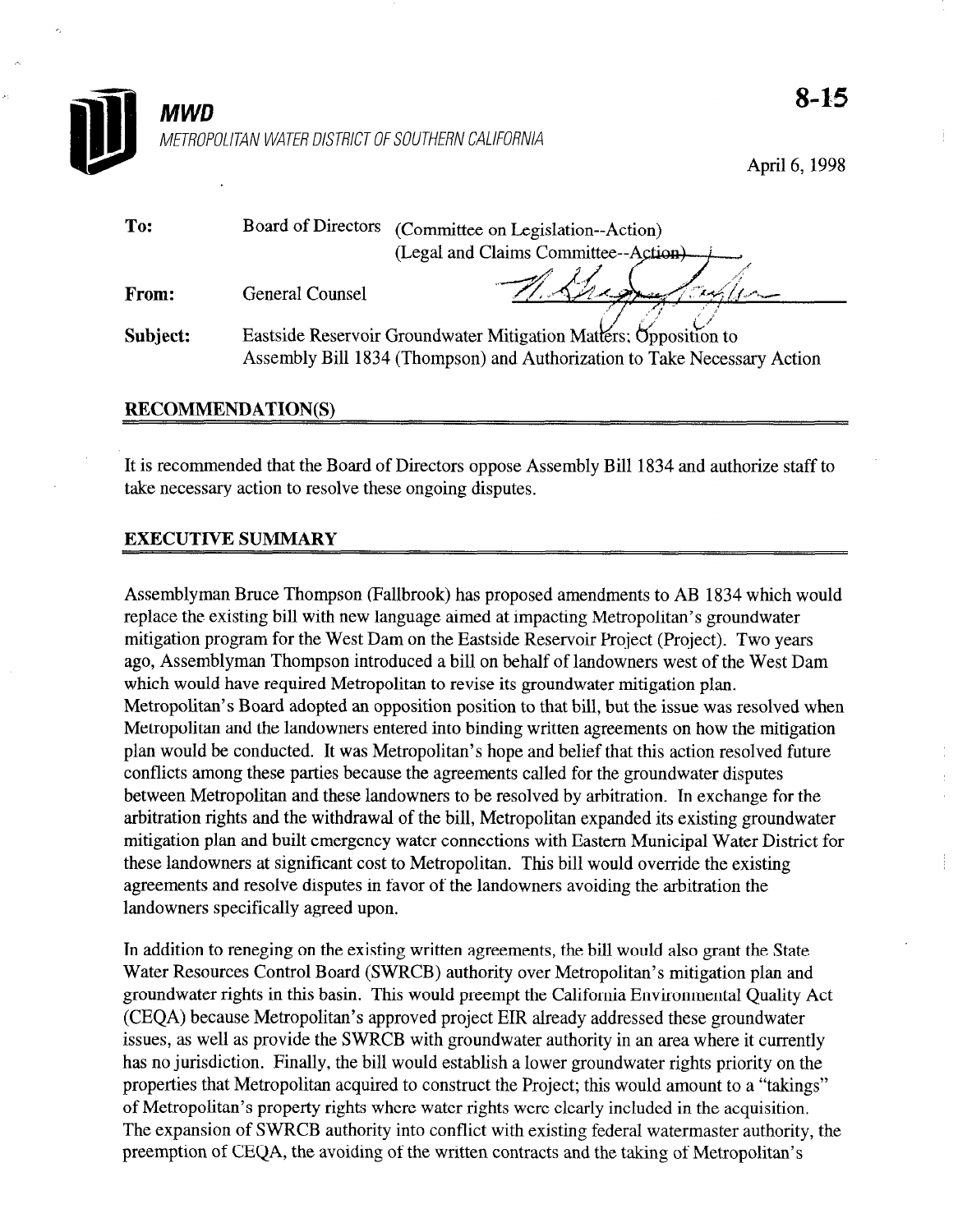# MWD

METROPOLITAN WATER DISTRICT OF SOUTHERN CALIFORNIA

8-15

April 6, 1998

| | | |
|---|---|---|
| **To:** | Board of Directors | (Committee on Legislation--Action) (Legal and Claims Committee--Action) |
| **From:** | General Counsel | |
| **Subject:** | Eastside Reservoir Groundwater Mitigation Matters; Opposition to Assembly Bill 1834 (Thompson) and Authorization to Take Necessary Action | |

## RECOMMENDATION(S)

It is recommended that the Board of Directors oppose Assembly Bill 1834 and authorize staff to take necessary action to resolve these ongoing disputes.

## EXECUTIVE SUMMARY

Assemblyman Bruce Thompson (Fallbrook) has proposed amendments to AB 1834 which would replace the existing bill with new language aimed at impacting Metropolitan's groundwater mitigation program for the West Dam on the Eastside Reservoir Project (Project). Two years ago, Assemblyman Thompson introduced a bill on behalf of landowners west of the West Dam which would have required Metropolitan to revise its groundwater mitigation plan. Metropolitan's Board adopted an opposition position to that bill, but the issue was resolved when Metropolitan and the landowners entered into binding written agreements on how the mitigation plan would be conducted. It was Metropolitan's hope and belief that this action resolved future conflicts among these parties because the agreements called for the groundwater disputes between Metropolitan and these landowners to be resolved by arbitration. In exchange for the arbitration rights and the withdrawal of the bill, Metropolitan expanded its existing groundwater mitigation plan and built emergency water connections with Eastern Municipal Water District for these landowners at significant cost to Metropolitan. This bill would override the existing agreements and resolve disputes in favor of the landowners avoiding the arbitration the landowners specifically agreed upon.

In addition to reneging on the existing written agreements, the bill would also grant the State Water Resources Control Board (SWRCB) authority over Metropolitan's mitigation plan and groundwater rights in this basin. This would preempt the California Environmental Quality Act (CEQA) because Metropolitan's approved project EIR already addressed these groundwater issues, as well as provide the SWRCB with groundwater authority in an area where it currently has no jurisdiction. Finally, the bill would establish a lower groundwater rights priority on the properties that Metropolitan acquired to construct the Project; this would amount to a "takings" of Metropolitan's property rights where water rights were clearly included in the acquisition. The expansion of SWRCB authority into conflict with existing federal watermaster authority, the preemption of CEQA, the avoiding of the written contracts and the taking of Metropolitan's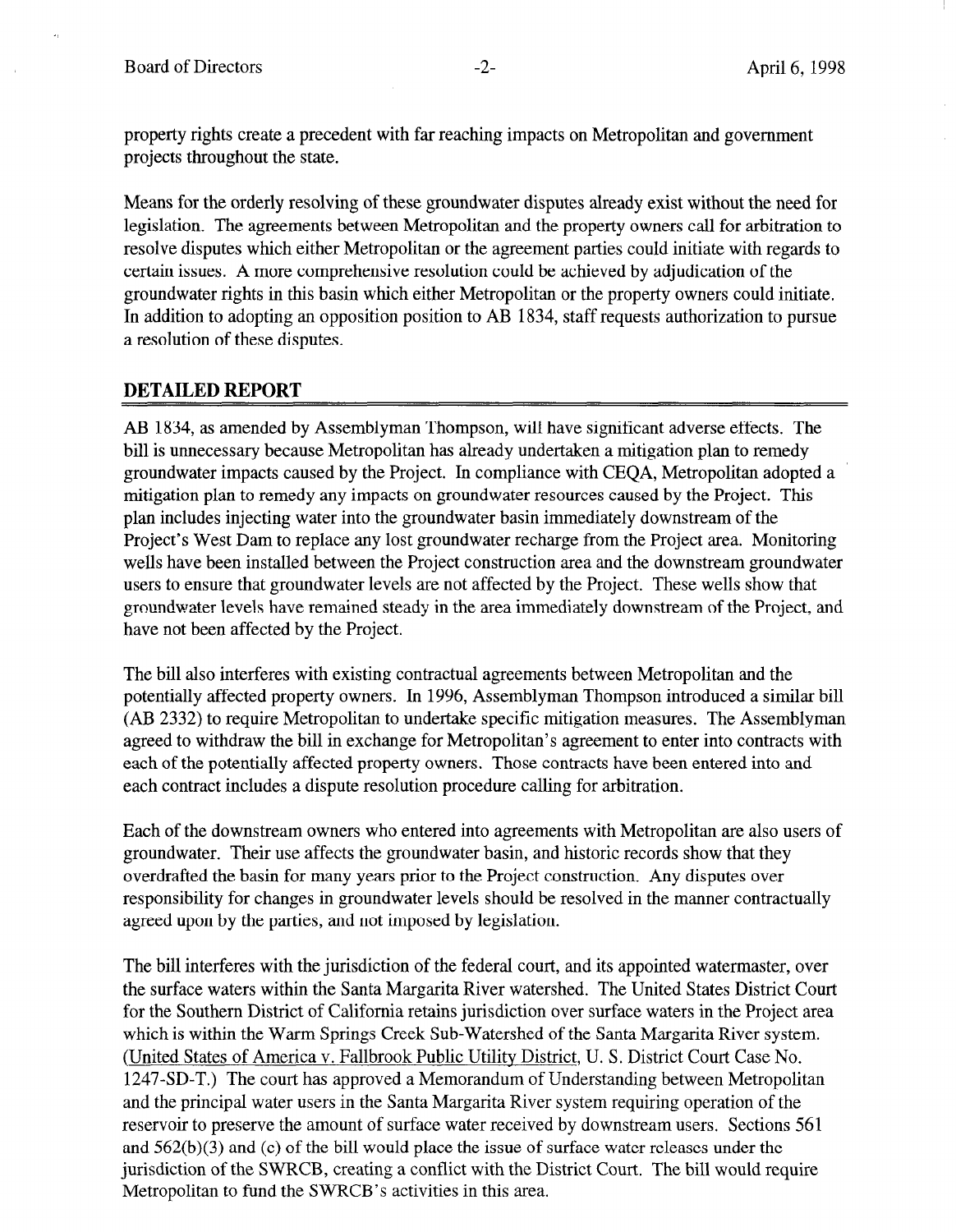property rights create a precedent with far reaching impacts on Metropolitan and government projects throughout the state.

Means for the orderly resolving of these groundwater disputes already exist without the need for legislation. The agreements between Metropolitan and the property owners call for arbitration to resolve disputes which either Metropolitan or the agreement parties could initiate with regards to certain issues. A more comprehensive resolution could be achieved by adjudication of the groundwater rights in this basin which either Metropolitan or the property owners could initiate. In addition to adopting an opposition position to AB 1834, staff requests authorization to pursue a resolution of these disputes.

## DETAILED REPORT

AB 1834, as amended by Assemblyman Thompson, will have significant adverse effects. The bill is unnecessary because Metropolitan has already undertaken a mitigation plan to remedy groundwater impacts caused by the Project. In compliance with CEQA, Metropolitan adopted a mitigation plan to remedy any impacts on groundwater resources caused by the Project. This plan includes injecting water into the groundwater basin immediately downstream of the Project's West Dam to replace any lost groundwater recharge from the Project area. Monitoring wells have been installed between the Project construction area and the downstream groundwater users to ensure that groundwater levels are not affected by the Project. These wells show that groundwater levels have remained steady in the area immediately downstream of the Project, and have not been affected by the Project.

The bill also interferes with existing contractual agreements between Metropolitan and the potentially affected property owners. In 1996, Assemblyman Thompson introduced a similar bill (AB 2332) to require Metropolitan to undertake specific mitigation measures. The Assemblyman agreed to withdraw the bill in exchange for Metropolitan's agreement to enter into contracts with each of the potentially affected property owners. Those contracts have been entered into and each contract includes a dispute resolution procedure calling for arbitration.

Each of the downstream owners who entered into agreements with Metropolitan are also users of groundwater. Their use affects the groundwater basin, and historic records show that they overdrafted the basin for many years prior to the Project construction. Any disputes over responsibility for changes in groundwater levels should be resolved in the manner contractually agreed upon by the parties, and not imposed by legislation.

The bill interferes with the jurisdiction of the federal court, and its appointed watermaster, over the surface waters within the Santa Margarita River watershed. The United States District Court for the Southern District of California retains jurisdiction over surface waters in the Project area which is within the Warm Springs Creek Sub-Watershed of the Santa Margarita River system. (United States of America v. Fallbrook Public Utility District, U. S. District Court Case No. 1247-SD-T.) The court has approved a Memorandum of Understanding between Metropolitan and the principal water users in the Santa Margarita River system requiring operation of the reservoir to preserve the amount of surface water received by downstream users. Sections 561 and 562(b)(3) and (c) of the bill would place the issue of surface water releases under the jurisdiction of the SWRCB, creating a conflict with the District Court. The bill would require Metropolitan to fund the SWRCB's activities in this area.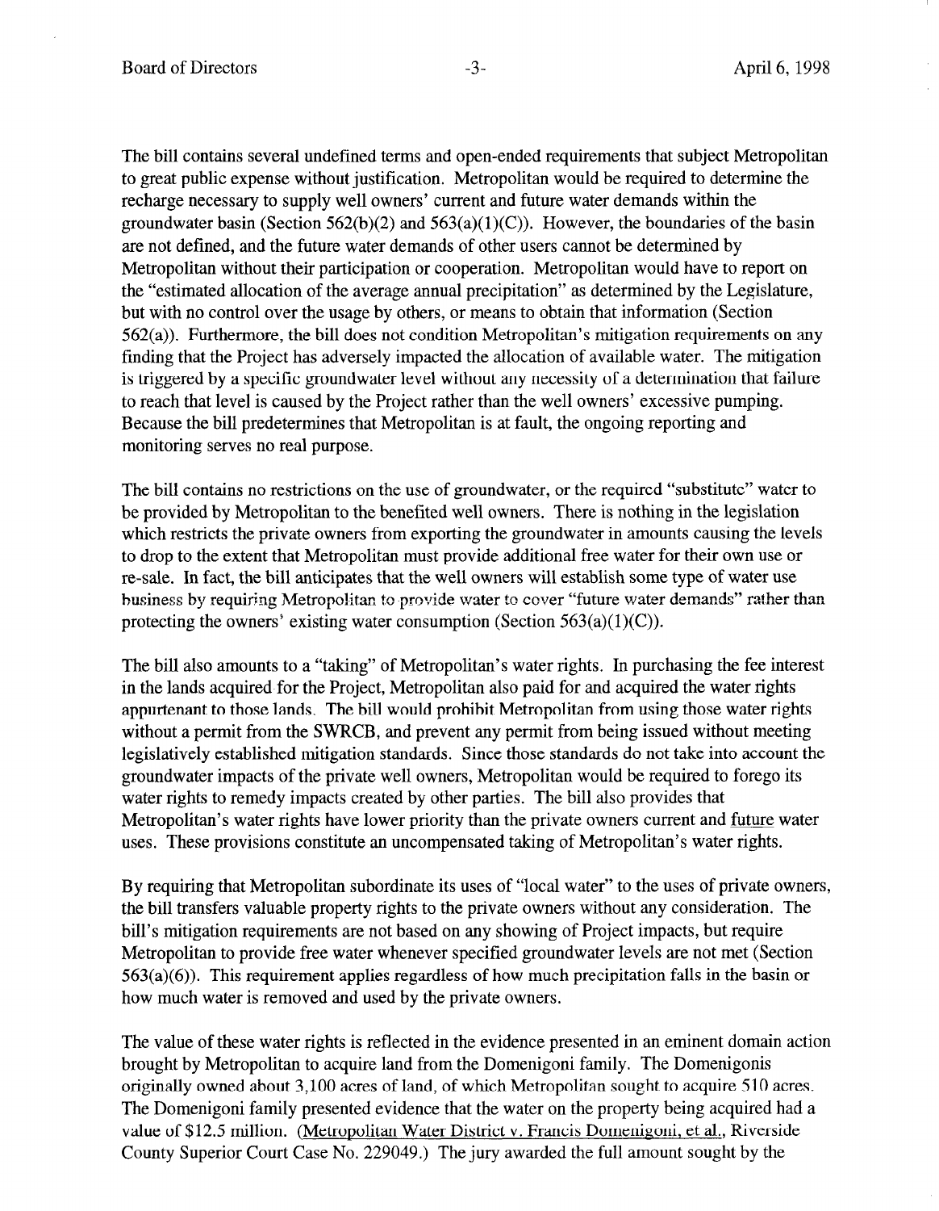The bill contains several undefined terms and open-ended requirements that subject Metropolitan to great public expense without justification. Metropolitan would be required to determine the recharge necessary to supply well owners' current and future water demands within the groundwater basin (Section 562(b)(2) and 563(a)(1)(C)). However, the boundaries of the basin are not defined, and the future water demands of other users cannot be determined by Metropolitan without their participation or cooperation. Metropolitan would have to report on the "estimated allocation of the average annual precipitation" as determined by the Legislature, but with no control over the usage by others, or means to obtain that information (Section 562(a)). Furthermore, the bill does not condition Metropolitan's mitigation requirements on any finding that the Project has adversely impacted the allocation of available water. The mitigation is triggered by a specific groundwater level without any necessity of a determination that failure to reach that level is caused by the Project rather than the well owners' excessive pumping. Because the bill predetermines that Metropolitan is at fault, the ongoing reporting and monitoring serves no real purpose.

The bill contains no restrictions on the use of groundwater, or the required "substitute" water to be provided by Metropolitan to the benefited well owners. There is nothing in the legislation which restricts the private owners from exporting the groundwater in amounts causing the levels to drop to the extent that Metropolitan must provide additional free water for their own use or re-sale. In fact, the bill anticipates that the well owners will establish some type of water use business by requiring Metropolitan to provide water to cover "future water demands" rather than protecting the owners' existing water consumption (Section 563(a)(1)(C)).

The bill also amounts to a "taking" of Metropolitan's water rights. In purchasing the fee interest in the lands acquired for the Project, Metropolitan also paid for and acquired the water rights appurtenant to those lands. The bill would prohibit Metropolitan from using those water rights without a permit from the SWRCB, and prevent any permit from being issued without meeting legislatively established mitigation standards. Since those standards do not take into account the groundwater impacts of the private well owners, Metropolitan would be required to forego its water rights to remedy impacts created by other parties. The bill also provides that Metropolitan's water rights have lower priority than the private owners current and future water uses. These provisions constitute an uncompensated taking of Metropolitan's water rights.

By requiring that Metropolitan subordinate its uses of "local water" to the uses of private owners, the bill transfers valuable property rights to the private owners without any consideration. The bill's mitigation requirements are not based on any showing of Project impacts, but require Metropolitan to provide free water whenever specified groundwater levels are not met (Section 563(a)(6)). This requirement applies regardless of how much precipitation falls in the basin or how much water is removed and used by the private owners.

The value of these water rights is reflected in the evidence presented in an eminent domain action brought by Metropolitan to acquire land from the Domenigoni family. The Domenigonis originally owned about 3,100 acres of land, of which Metropolitan sought to acquire 510 acres. The Domenigoni family presented evidence that the water on the property being acquired had a value of $12.5 million. (Metropolitan Water District v. Francis Domenigoni, et al., Riverside County Superior Court Case No. 229049.) The jury awarded the full amount sought by the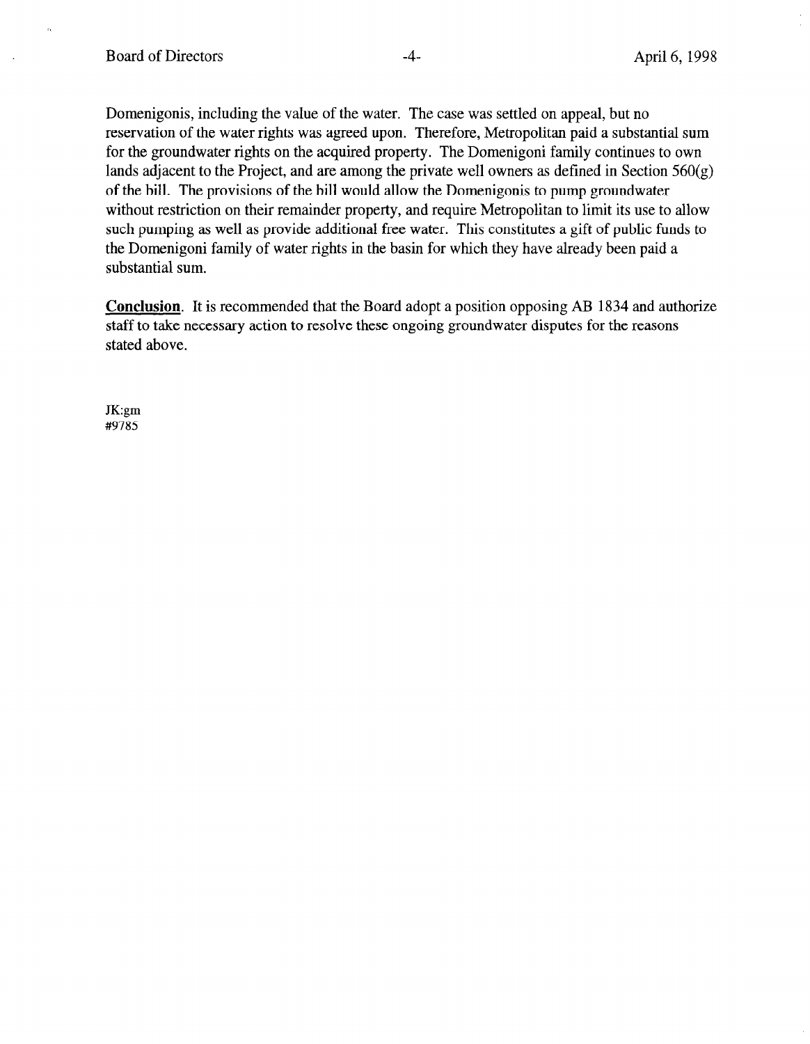Domenigonis, including the value of the water. The case was settled on appeal, but no reservation of the water rights was agreed upon. Therefore, Metropolitan paid a substantial sum for the groundwater rights on the acquired property. The Domenigoni family continues to own lands adjacent to the Project, and are among the private well owners as defined in Section 560(g) of the bill. The provisions of the bill would allow the Domenigonis to pump groundwater without restriction on their remainder property, and require Metropolitan to limit its use to allow such pumping as well as provide additional free water. This constitutes a gift of public funds to the Domenigoni family of water rights in the basin for which they have already been paid a substantial sum.

**Conclusion**. It is recommended that the Board adopt a position opposing AB 1834 and authorize staff to take necessary action to resolve these ongoing groundwater disputes for the reasons stated above.

JK:gm
#9785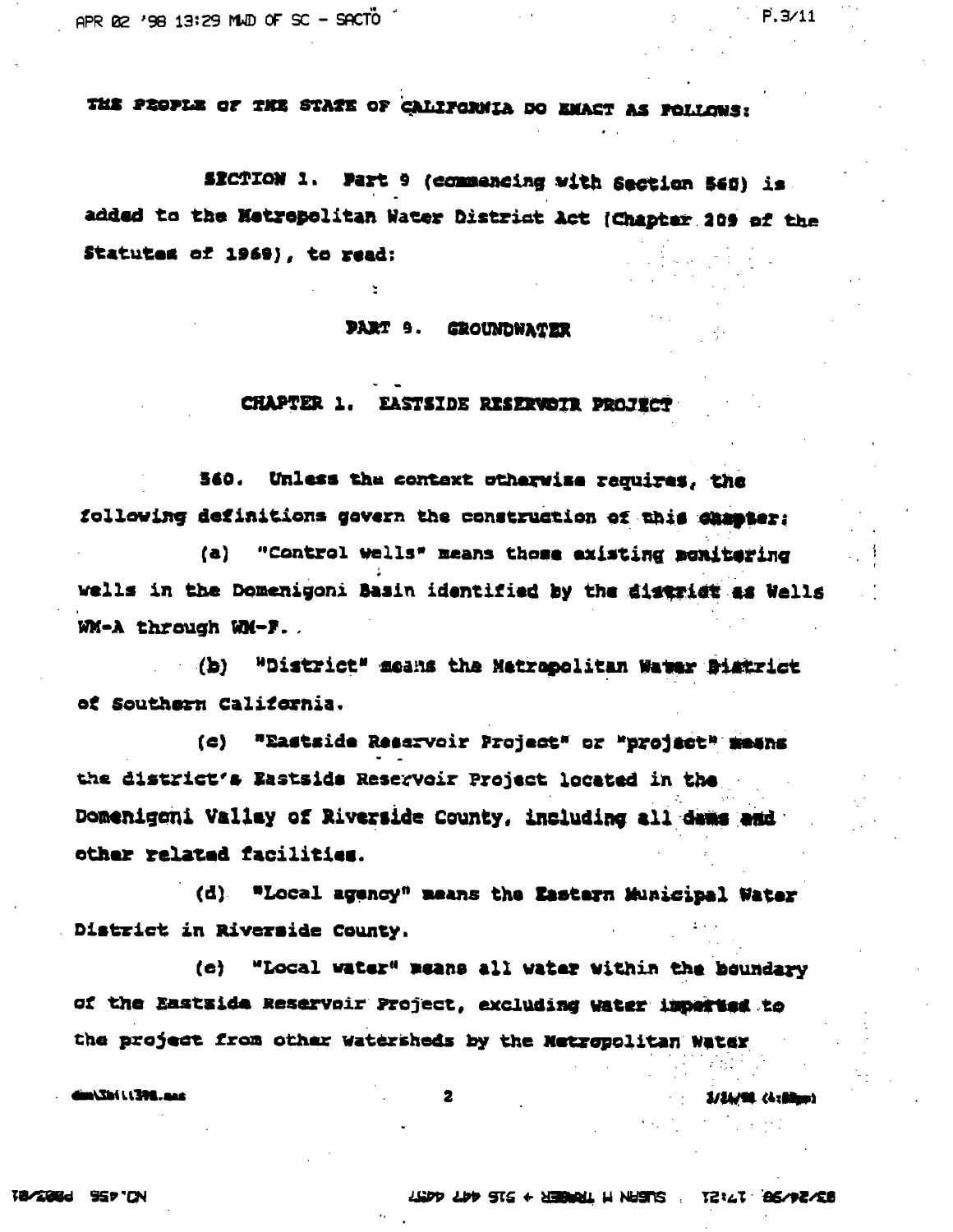THE PEOPLE OF THE STATE OF CALIFORNIA DO ENACT AS FOLLOWS:

SECTION 1. Part 9 (commencing with Section 560) is added to the Metropolitan Water District Act (Chapter 209 of the Statutes of 1969), to read:

## PART 9. GROUNDWATER

### CHAPTER 1. EASTSIDE RESERVOIR PROJECT

560. Unless the context otherwise requires, the following definitions govern the construction of this chapter:

(a) "Control wells" means those existing monitoring wells in the Domenigoni Basin identified by the district as Wells WM-A through WM-F.

(b) "District" means the Metropolitan Water District of Southern California.

(c) "Eastside Reservoir Project" or "project" means the district's Eastside Reservoir Project located in the Domenigoni Valley of Riverside County, including all dams and other related facilities.

(d) "Local agency" means the Eastern Municipal Water District in Riverside County.

(e) "Local water" means all water within the boundary of the Eastside Reservoir Project, excluding water imported to the project from other watersheds by the Metropolitan Water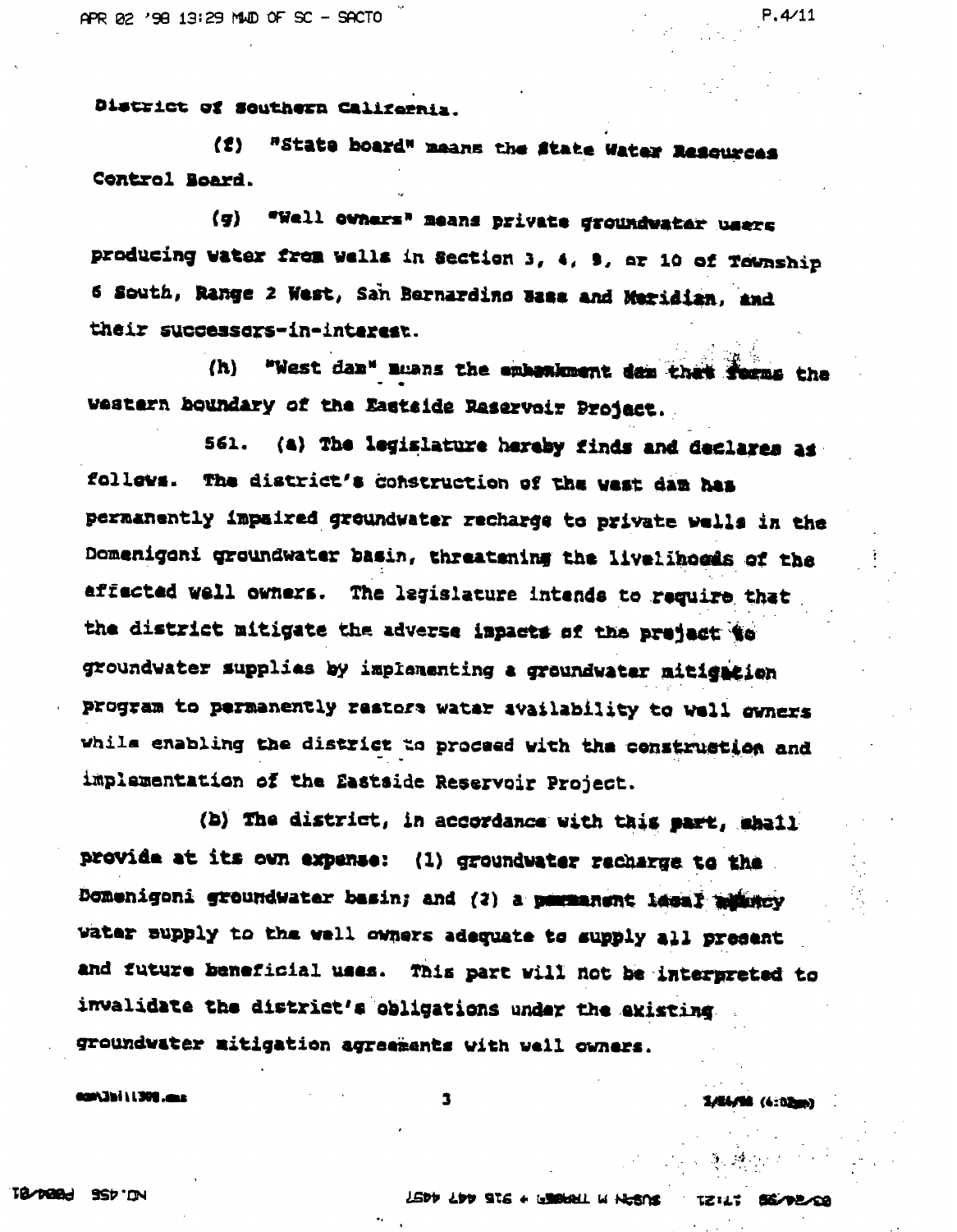District of Southern California.

(f) "State board" means the State Water Resources Control Board.

(g) "Well owners" means private groundwater users producing water from wells in Section 3, 4, 9, or 10 of Township 6 South, Range 2 West, San Bernardino Base and Meridian, and their successors-in-interest.

(h) "West dam" means the embankment dam that forms the western boundary of the Eastside Reservoir Project.

561. (a) The legislature hereby finds and declares as follows. The district's construction of the west dam has permanently impaired groundwater recharge to private wells in the Domenigoni groundwater basin, threatening the livelihoods of the affected well owners. The legislature intends to require that the district mitigate the adverse impacts of the project to groundwater supplies by implementing a groundwater mitigation program to permanently restore water availability to well owners while enabling the district to proceed with the construction and implementation of the Eastside Reservoir Project.

(b) The district, in accordance with this part, shall provide at its own expense: (1) groundwater recharge to the Domenigoni groundwater basin; and (2) a permanent local agency water supply to the well owners adequate to supply all present and future beneficial uses. This part will not be interpreted to invalidate the district's obligations under the existing groundwater mitigation agreements with well owners.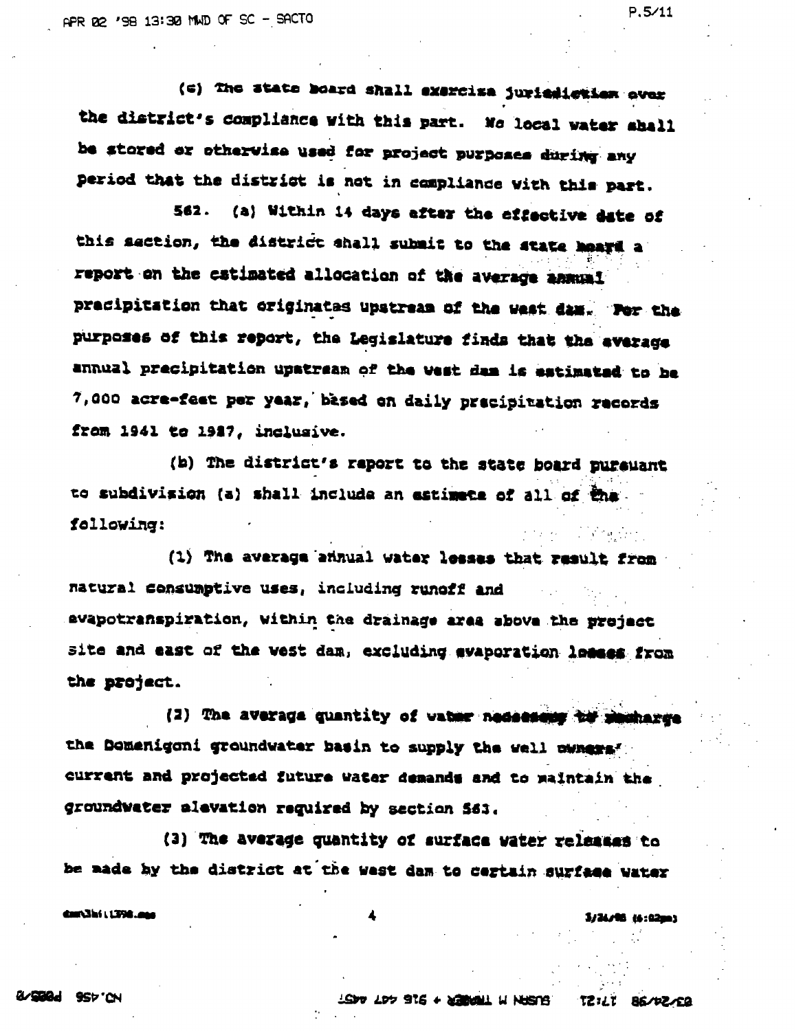(c) The state board shall exercise jurisdiction over the district's compliance with this part. No local water shall be stored or otherwise used for project purposes during any period that the district is not in compliance with this part.

562. (a) Within 14 days after the effective date of this section, the district shall submit to the state board a report on the estimated allocation of the average annual precipitation that originates upstream of the west dam. For the purposes of this report, the Legislature finds that the average annual precipitation upstream of the west dam is estimated to be 7,000 acre-feet per year, based on daily precipitation records from 1941 to 1987, inclusive.

(b) The district's report to the state board pursuant to subdivision (a) shall include an estimate of all of the following:

(1) The average annual water losses that result from natural consumptive uses, including runoff and evapotranspiration, within the drainage area above the project site and east of the west dam, excluding evaporation losses from the project.

(2) The average quantity of water necessary to recharge the Domenigoni groundwater basin to supply the well owners' current and projected future water demands and to maintain the groundwater elevation required by section 563.

(3) The average quantity of surface water releases to be made by the district at the west dam to certain surface water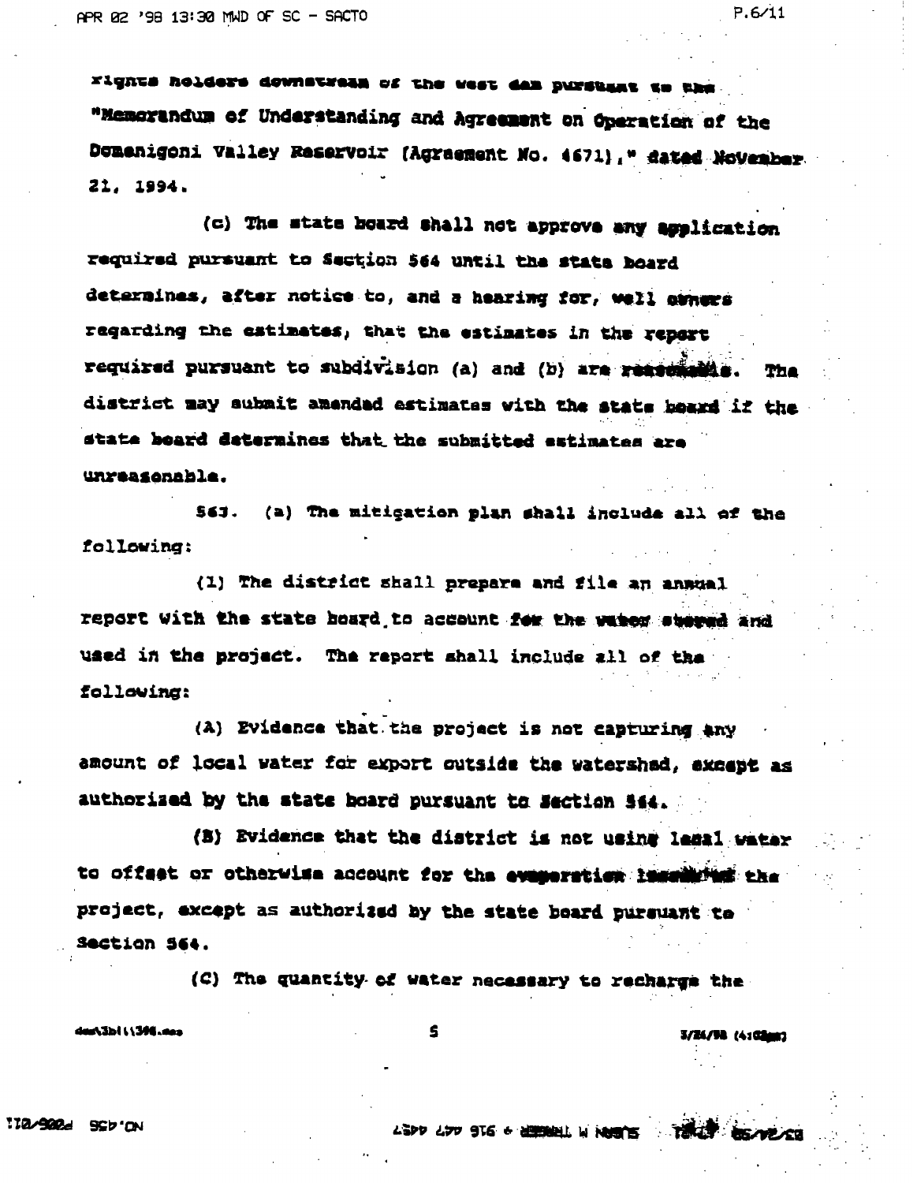rights holders downstream of the west dam pursuant to the "Memorandum of Understanding and Agreement on Operation of the Domenigoni Valley Reservoir (Agreement No. 4671)," dated November 21, 1994.

(c) The state board shall not approve any application required pursuant to Section 564 until the state board determines, after notice to, and a hearing for, well owners regarding the estimates, that the estimates in the report required pursuant to subdivision (a) and (b) are reasonable. The district may submit amended estimates with the state board if the state board determines that the submitted estimates are unreasonable.

563. (a) The mitigation plan shall include all of the following:

(1) The district shall prepare and file an annual report with the state board to account for the water stored and used in the project. The report shall include all of the following:

(A) Evidence that the project is not capturing any amount of local water for export outside the watershed, except as authorized by the state board pursuant to Section 564.

(B) Evidence that the district is not using local water to offset or otherwise account for the evaporation losses of the project, except as authorized by the state board pursuant to Section 564.

(C) The quantity of water necessary to recharge the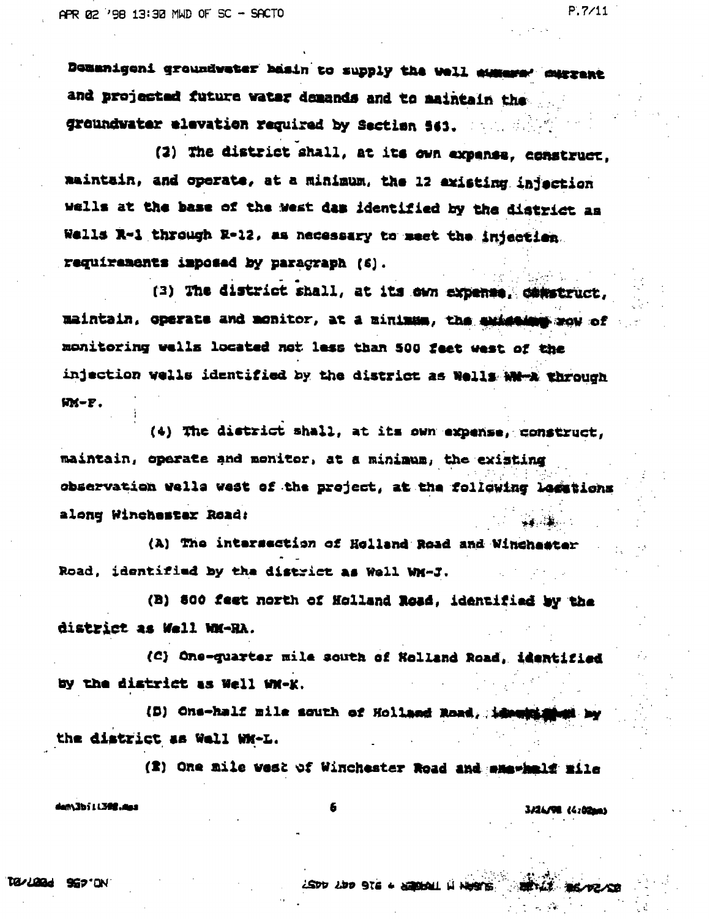Domenigoni groundwater basin to supply the well owners' current and projected future water demands and to maintain the groundwater elevation required by Section 563.

(2) The district shall, at its own expense, construct, maintain, and operate, at a minimum, the 12 existing injection wells at the base of the West dam identified by the district as Wells R-1 through R-12, as necessary to meet the injection requirements imposed by paragraph (6).

(3) The district shall, at its own expense, construct, maintain, operate and monitor, at a minimum, the existing row of monitoring wells located not less than 500 feet west of the injection wells identified by the district as Wells WM-A through WM-F.

(4) The district shall, at its own expense, construct, maintain, operate and monitor, at a minimum, the existing observation wells west of the project, at the following locations along Winchester Road:

(A) The intersection of Holland Road and Winchester Road, identified by the district as Well WM-J.

(B) 800 feet north of Holland Road, identified by the district as Well WM-HA.

(C) One-quarter mile south of Holland Road, identified by the district as Well WM-K.

(D) One-half mile south of Holland Road, identified by the district as Well WM-L.

(E) One mile west of Winchester Road and one-half mile

dam\3bill398.mss

3/24/98 (4:02pm)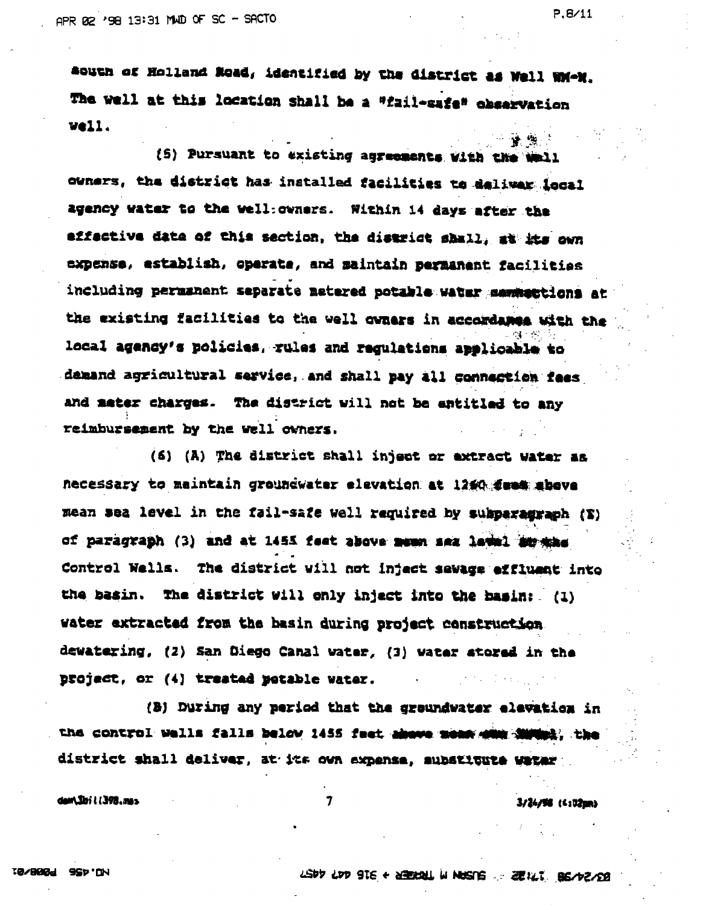south of Holland Road, identified by the district as Well WM-M. The well at this location shall be a "fail-safe" observation well.

(5) Pursuant to existing agreements with the well owners, the district has installed facilities to deliver local agency water to the well owners. Within 14 days after the effective date of this section, the district shall, at its own expense, establish, operate, and maintain permanent facilities including permanent separate metered potable water connections at the existing facilities to the well owners in accordance with the local agency's policies, rules and regulations applicable to demand agricultural service, and shall pay all connection fees and meter charges. The district will not be entitled to any reimbursement by the well owners.

(6) (A) The district shall inject or extract water as necessary to maintain groundwater elevation at 1260 feet above mean sea level in the fail-safe well required by subparagraph (E) of paragraph (3) and at 1455 feet above mean sea level at the Control Wells. The district will not inject sewage effluent into the basin. The district will only inject into the basin: (1) water extracted from the basin during project construction dewatering, (2) San Diego Canal water, (3) water stored in the project, or (4) treated potable water.

(B) During any period that the groundwater elevation in the control wells falls below 1455 feet above mean sea level, the district shall deliver, at its own expense, substitute water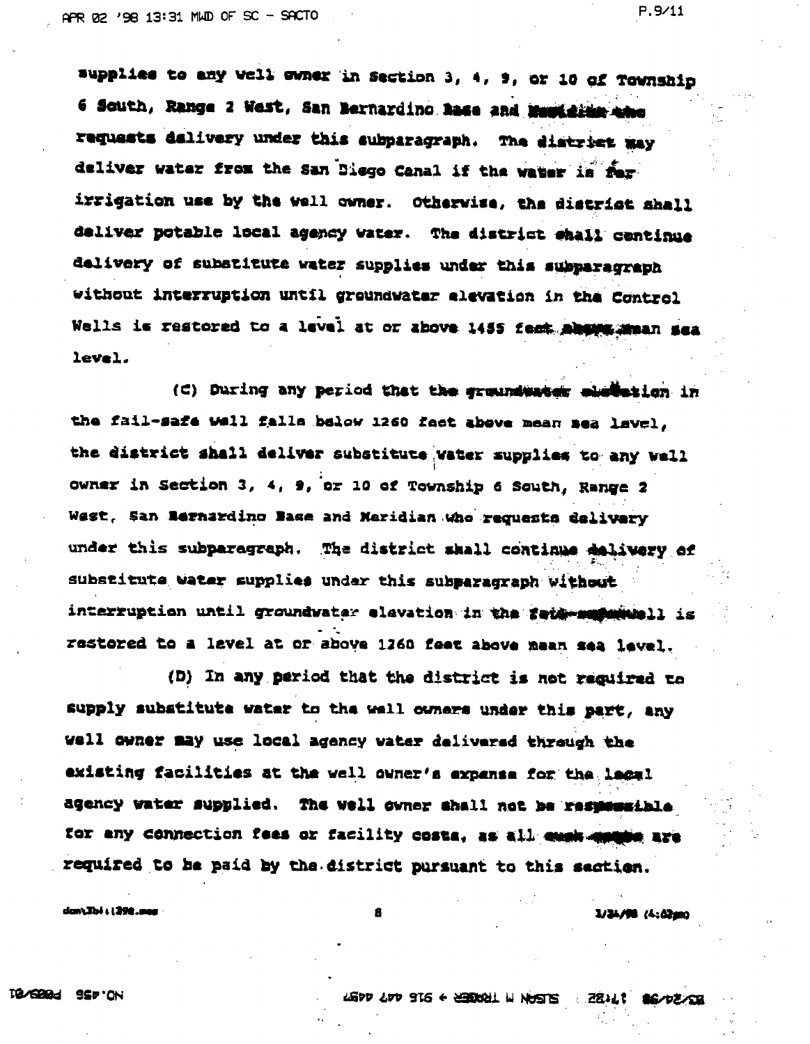supplies to any well owner in Section 3, 4, 9, or 10 of Township 6 South, Range 2 West, San Bernardino Base and Meridian who requests delivery under this subparagraph. The district may deliver water from the San Diego Canal if the water is for irrigation use by the well owner. Otherwise, the district shall deliver potable local agency water. The district shall continue delivery of substitute water supplies under this subparagraph without interruption until groundwater elevation in the Control Wells is restored to a level at or above 1455 feet above mean sea level.

(C) During any period that the groundwater elevation in the fail-safe well falls below 1260 feet above mean sea level, the district shall deliver substitute water supplies to any well owner in Section 3, 4, 9, or 10 of Township 6 South, Range 2 West, San Bernardino Base and Meridian who requests delivery under this subparagraph. The district shall continue delivery of substitute water supplies under this subparagraph without interruption until groundwater elevation in the fail-safe well is restored to a level at or above 1260 feet above mean sea level.

(D) In any period that the district is not required to supply substitute water to the well owners under this part, any well owner may use local agency water delivered through the existing facilities at the well owner's expense for the local agency water supplied. The well owner shall not be responsible for any connection fees or facility costs, as all such costs are required to be paid by the district pursuant to this section.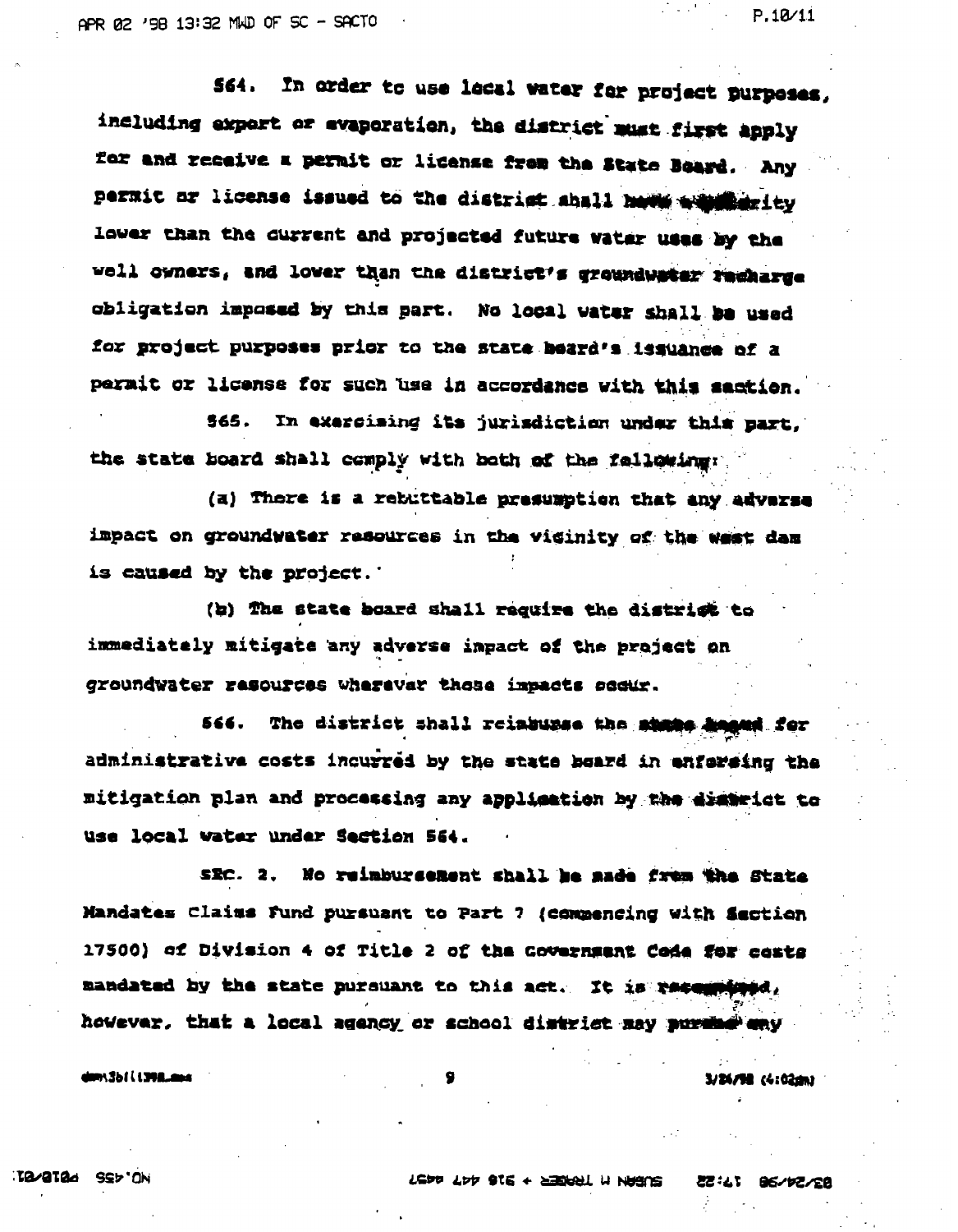564. In order to use local water for project purposes, including export or evaporation, the district must first apply for and receive a permit or license from the State Board. Any permit or license issued to the district shall have a priority lower than the current and projected future water uses by the well owners, and lower than the district's groundwater recharge obligation imposed by this part. No local water shall be used for project purposes prior to the state board's issuance of a permit or license for such use in accordance with this section.

565. In exercising its jurisdiction under this part, the state board shall comply with both of the following:

(a) There is a rebuttable presumption that any adverse impact on groundwater resources in the vicinity of the west dam is caused by the project.

(b) The state board shall require the district to immediately mitigate any adverse impact of the project on groundwater resources wherever those impacts occur.

566. The district shall reimburse the state board for administrative costs incurred by the state board in enforcing the mitigation plan and processing any application by the district to use local water under Section 564.

SEC. 2. No reimbursement shall be made from the State Mandates Claims Fund pursuant to Part 7 (commencing with Section 17500) of Division 4 of Title 2 of the Government Code for costs mandated by the state pursuant to this act. It is recognized, however, that a local agency or school district may pursue any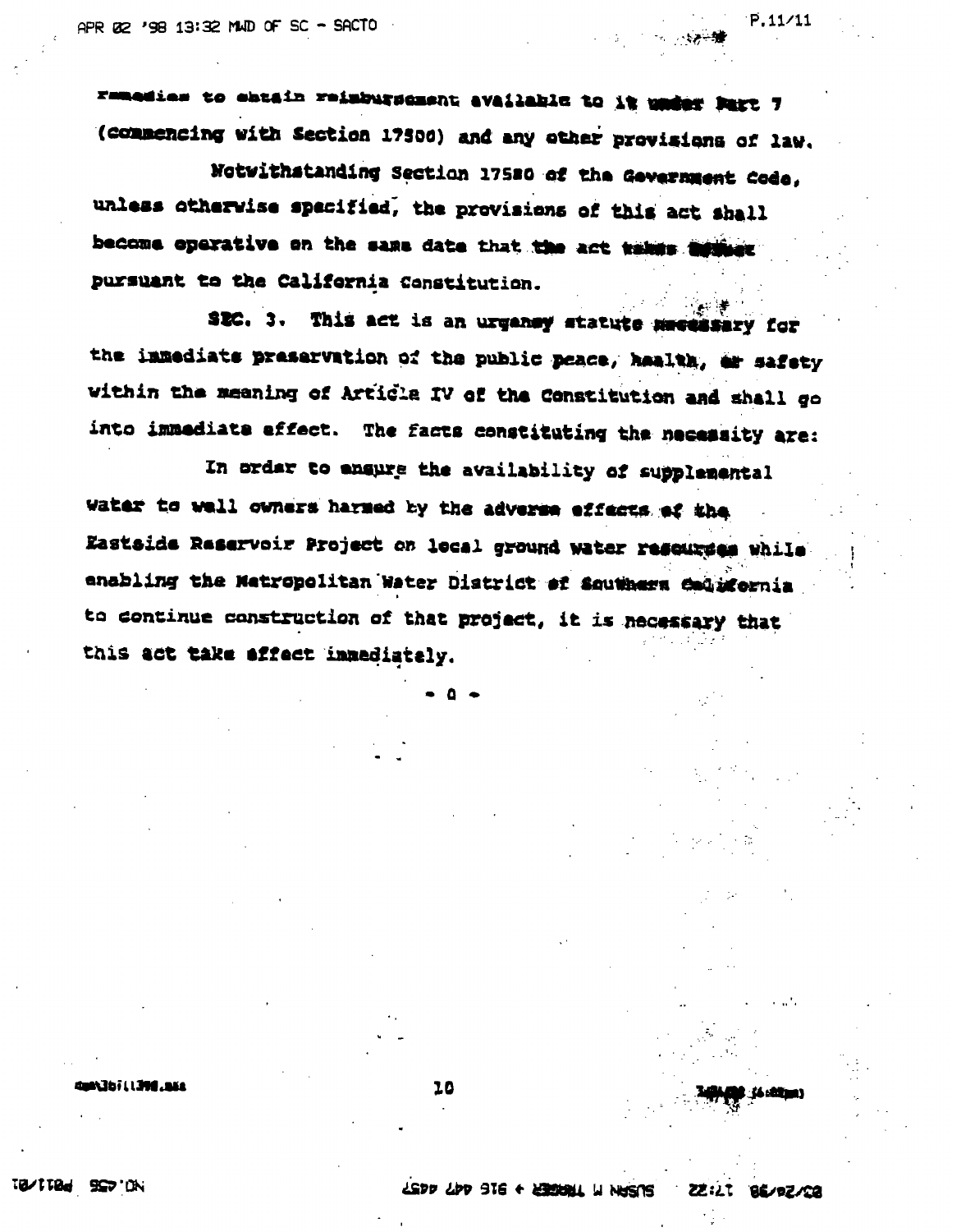remedies to obtain reimbursement available to it under Part 7 (commencing with Section 17500) and any other provisions of law.

Notwithstanding Section 17580 of the Government Code, unless otherwise specified, the provisions of this act shall become operative on the same date that the act takes effect pursuant to the California Constitution.

SEC. 3. This act is an urgency statute necessary for the immediate preservation of the public peace, health, or safety within the meaning of Article IV of the Constitution and shall go into immediate effect. The facts constituting the necessity are:

In order to ensure the availability of supplemental water to well owners harmed by the adverse effects of the Eastside Reservoir Project on local ground water resources while enabling the Metropolitan Water District of Southern California to continue construction of that project, it is necessary that this act take effect immediately.

- 0 -